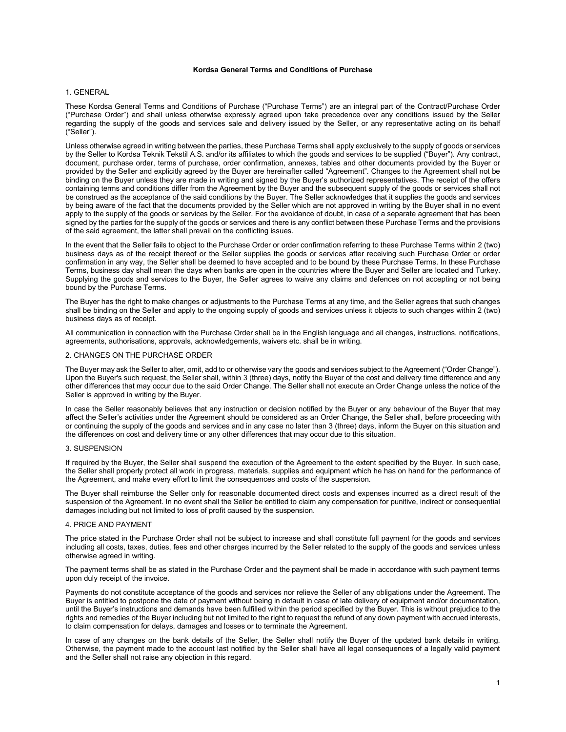# Kordsa General Terms and Conditions of Purchase

## 1. GENERAL

These Kordsa General Terms and Conditions of Purchase ("Purchase Terms") are an integral part of the Contract/Purchase Order ("Purchase Order") and shall unless otherwise expressly agreed upon take precedence over any conditions issued by the Seller regarding the supply of the goods and services sale and delivery issued by the Seller, or any representative acting on its behalf ("Seller").

Unless otherwise agreed in writing between the parties, these Purchase Terms shall apply exclusively to the supply of goods or services by the Seller to Kordsa Teknik Tekstil A.S. and/or its affiliates to which the goods and services to be supplied ("Buyer"). Any contract, document, purchase order, terms of purchase, order confirmation, annexes, tables and other documents provided by the Buyer or provided by the Seller and explicitly agreed by the Buyer are hereinafter called "Agreement". Changes to the Agreement shall not be binding on the Buyer unless they are made in writing and signed by the Buyer's authorized representatives. The receipt of the offers containing terms and conditions differ from the Agreement by the Buyer and the subsequent supply of the goods or services shall not be construed as the acceptance of the said conditions by the Buyer. The Seller acknowledges that it supplies the goods and services by being aware of the fact that the documents provided by the Seller which are not approved in writing by the Buyer shall in no event apply to the supply of the goods or services by the Seller. For the avoidance of doubt, in case of a separate agreement that has been signed by the parties for the supply of the goods or services and there is any conflict between these Purchase Terms and the provisions of the said agreement, the latter shall prevail on the conflicting issues.

In the event that the Seller fails to object to the Purchase Order or order confirmation referring to these Purchase Terms within 2 (two) business days as of the receipt thereof or the Seller supplies the goods or services after receiving such Purchase Order or order confirmation in any way, the Seller shall be deemed to have accepted and to be bound by these Purchase Terms. In these Purchase Terms, business day shall mean the days when banks are open in the countries where the Buyer and Seller are located and Turkey. Supplying the goods and services to the Buyer, the Seller agrees to waive any claims and defences on not accepting or not being bound by the Purchase Terms.

The Buyer has the right to make changes or adjustments to the Purchase Terms at any time, and the Seller agrees that such changes shall be binding on the Seller and apply to the ongoing supply of goods and services unless it objects to such changes within 2 (two) business days as of receipt.

All communication in connection with the Purchase Order shall be in the English language and all changes, instructions, notifications, agreements, authorisations, approvals, acknowledgements, waivers etc. shall be in writing.

## 2. CHANGES ON THE PURCHASE ORDER

The Buyer may ask the Seller to alter, omit, add to or otherwise vary the goods and services subject to the Agreement ("Order Change"). Upon the Buyer's such request, the Seller shall, within 3 (three) days, notify the Buyer of the cost and delivery time difference and any other differences that may occur due to the said Order Change. The Seller shall not execute an Order Change unless the notice of the Seller is approved in writing by the Buyer.

In case the Seller reasonably believes that any instruction or decision notified by the Buyer or any behaviour of the Buyer that may affect the Seller's activities under the Agreement should be considered as an Order Change, the Seller shall, before proceeding with or continuing the supply of the goods and services and in any case no later than 3 (three) days, inform the Buyer on this situation and the differences on cost and delivery time or any other differences that may occur due to this situation.

## 3. SUSPENSION

If required by the Buyer, the Seller shall suspend the execution of the Agreement to the extent specified by the Buyer. In such case, the Seller shall properly protect all work in progress, materials, supplies and equipment which he has on hand for the performance of the Agreement, and make every effort to limit the consequences and costs of the suspension.

The Buyer shall reimburse the Seller only for reasonable documented direct costs and expenses incurred as a direct result of the suspension of the Agreement. In no event shall the Seller be entitled to claim any compensation for punitive, indirect or consequential damages including but not limited to loss of profit caused by the suspension.

## 4. PRICE AND PAYMENT

The price stated in the Purchase Order shall not be subject to increase and shall constitute full payment for the goods and services including all costs, taxes, duties, fees and other charges incurred by the Seller related to the supply of the goods and services unless otherwise agreed in writing.

The payment terms shall be as stated in the Purchase Order and the payment shall be made in accordance with such payment terms upon duly receipt of the invoice.

Payments do not constitute acceptance of the goods and services nor relieve the Seller of any obligations under the Agreement. The Buyer is entitled to postpone the date of payment without being in default in case of late delivery of equipment and/or documentation, until the Buyer's instructions and demands have been fulfilled within the period specified by the Buyer. This is without prejudice to the rights and remedies of the Buyer including but not limited to the right to request the refund of any down payment with accrued interests, to claim compensation for delays, damages and losses or to terminate the Agreement.

In case of any changes on the bank details of the Seller, the Seller shall notify the Buyer of the updated bank details in writing. Otherwise, the payment made to the account last notified by the Seller shall have all legal consequences of a legally valid payment and the Seller shall not raise any objection in this regard.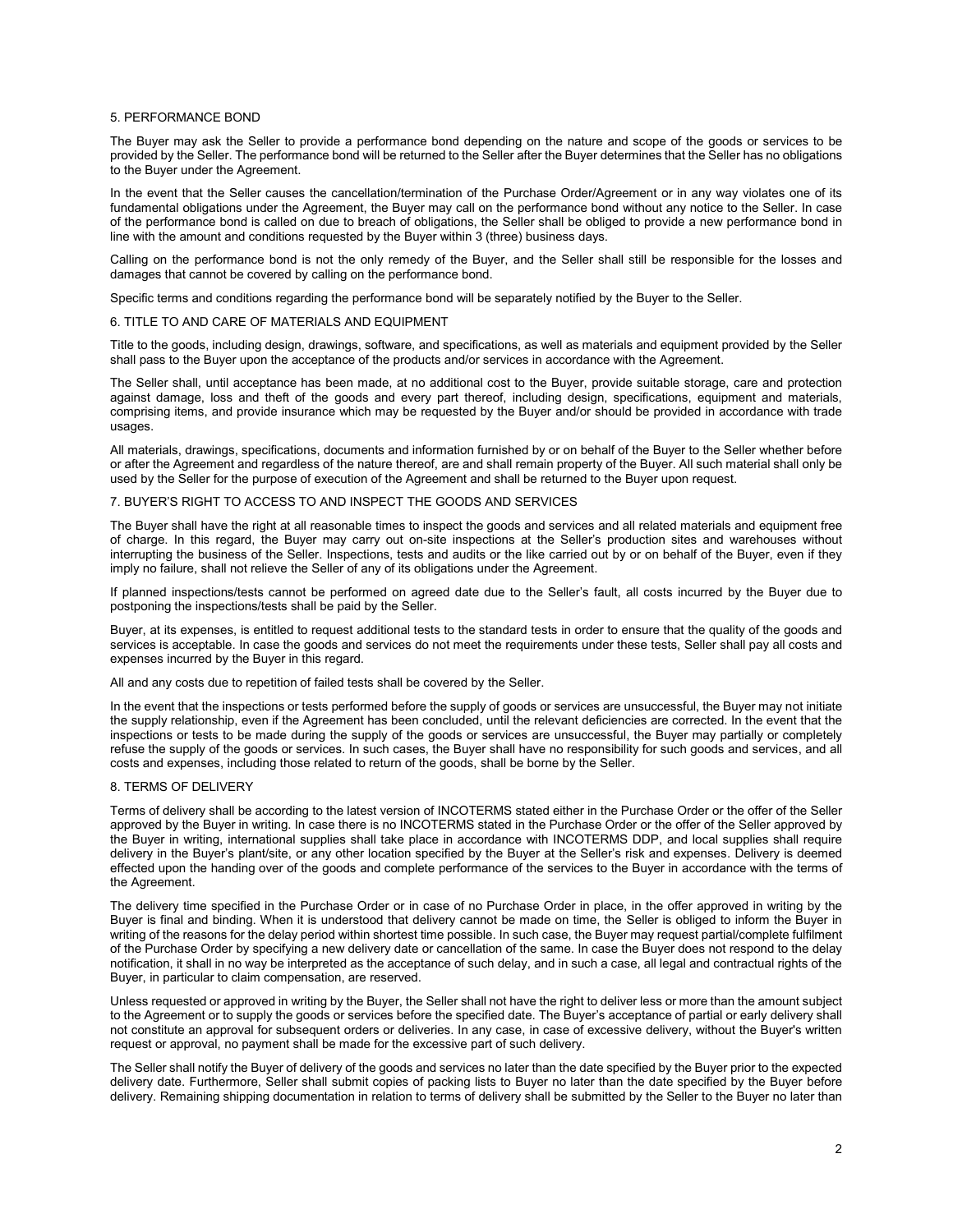## 5. PERFORMANCE BOND

The Buyer may ask the Seller to provide a performance bond depending on the nature and scope of the goods or services to be provided by the Seller. The performance bond will be returned to the Seller after the Buyer determines that the Seller has no obligations to the Buyer under the Agreement.

In the event that the Seller causes the cancellation/termination of the Purchase Order/Agreement or in any way violates one of its fundamental obligations under the Agreement, the Buyer may call on the performance bond without any notice to the Seller. In case of the performance bond is called on due to breach of obligations, the Seller shall be obliged to provide a new performance bond in line with the amount and conditions requested by the Buyer within 3 (three) business days.

Calling on the performance bond is not the only remedy of the Buyer, and the Seller shall still be responsible for the losses and damages that cannot be covered by calling on the performance bond.

Specific terms and conditions regarding the performance bond will be separately notified by the Buyer to the Seller.

## 6. TITLE TO AND CARE OF MATERIALS AND EQUIPMENT

Title to the goods, including design, drawings, software, and specifications, as well as materials and equipment provided by the Seller shall pass to the Buyer upon the acceptance of the products and/or services in accordance with the Agreement.

The Seller shall, until acceptance has been made, at no additional cost to the Buyer, provide suitable storage, care and protection against damage, loss and theft of the goods and every part thereof, including design, specifications, equipment and materials, comprising items, and provide insurance which may be requested by the Buyer and/or should be provided in accordance with trade usages.

All materials, drawings, specifications, documents and information furnished by or on behalf of the Buyer to the Seller whether before or after the Agreement and regardless of the nature thereof, are and shall remain property of the Buyer. All such material shall only be used by the Seller for the purpose of execution of the Agreement and shall be returned to the Buyer upon request.

## 7. BUYER'S RIGHT TO ACCESS TO AND INSPECT THE GOODS AND SERVICES

The Buyer shall have the right at all reasonable times to inspect the goods and services and all related materials and equipment free of charge. In this regard, the Buyer may carry out on-site inspections at the Seller's production sites and warehouses without interrupting the business of the Seller. Inspections, tests and audits or the like carried out by or on behalf of the Buyer, even if they imply no failure, shall not relieve the Seller of any of its obligations under the Agreement.

If planned inspections/tests cannot be performed on agreed date due to the Seller's fault, all costs incurred by the Buyer due to postponing the inspections/tests shall be paid by the Seller.

Buyer, at its expenses, is entitled to request additional tests to the standard tests in order to ensure that the quality of the goods and services is acceptable. In case the goods and services do not meet the requirements under these tests, Seller shall pay all costs and expenses incurred by the Buyer in this regard.

All and any costs due to repetition of failed tests shall be covered by the Seller.

In the event that the inspections or tests performed before the supply of goods or services are unsuccessful, the Buyer may not initiate the supply relationship, even if the Agreement has been concluded, until the relevant deficiencies are corrected. In the event that the inspections or tests to be made during the supply of the goods or services are unsuccessful, the Buyer may partially or completely refuse the supply of the goods or services. In such cases, the Buyer shall have no responsibility for such goods and services, and all costs and expenses, including those related to return of the goods, shall be borne by the Seller.

## 8. TERMS OF DELIVERY

Terms of delivery shall be according to the latest version of INCOTERMS stated either in the Purchase Order or the offer of the Seller approved by the Buyer in writing. In case there is no INCOTERMS stated in the Purchase Order or the offer of the Seller approved by the Buyer in writing, international supplies shall take place in accordance with INCOTERMS DDP, and local supplies shall require delivery in the Buyer's plant/site, or any other location specified by the Buyer at the Seller's risk and expenses. Delivery is deemed effected upon the handing over of the goods and complete performance of the services to the Buyer in accordance with the terms of the Agreement.

The delivery time specified in the Purchase Order or in case of no Purchase Order in place, in the offer approved in writing by the Buyer is final and binding. When it is understood that delivery cannot be made on time, the Seller is obliged to inform the Buyer in writing of the reasons for the delay period within shortest time possible. In such case, the Buyer may request partial/complete fulfilment of the Purchase Order by specifying a new delivery date or cancellation of the same. In case the Buyer does not respond to the delay notification, it shall in no way be interpreted as the acceptance of such delay, and in such a case, all legal and contractual rights of the Buyer, in particular to claim compensation, are reserved.

Unless requested or approved in writing by the Buyer, the Seller shall not have the right to deliver less or more than the amount subject to the Agreement or to supply the goods or services before the specified date. The Buyer's acceptance of partial or early delivery shall not constitute an approval for subsequent orders or deliveries. In any case, in case of excessive delivery, without the Buyer's written request or approval, no payment shall be made for the excessive part of such delivery.

The Seller shall notify the Buyer of delivery of the goods and services no later than the date specified by the Buyer prior to the expected delivery date. Furthermore, Seller shall submit copies of packing lists to Buyer no later than the date specified by the Buyer before delivery. Remaining shipping documentation in relation to terms of delivery shall be submitted by the Seller to the Buyer no later than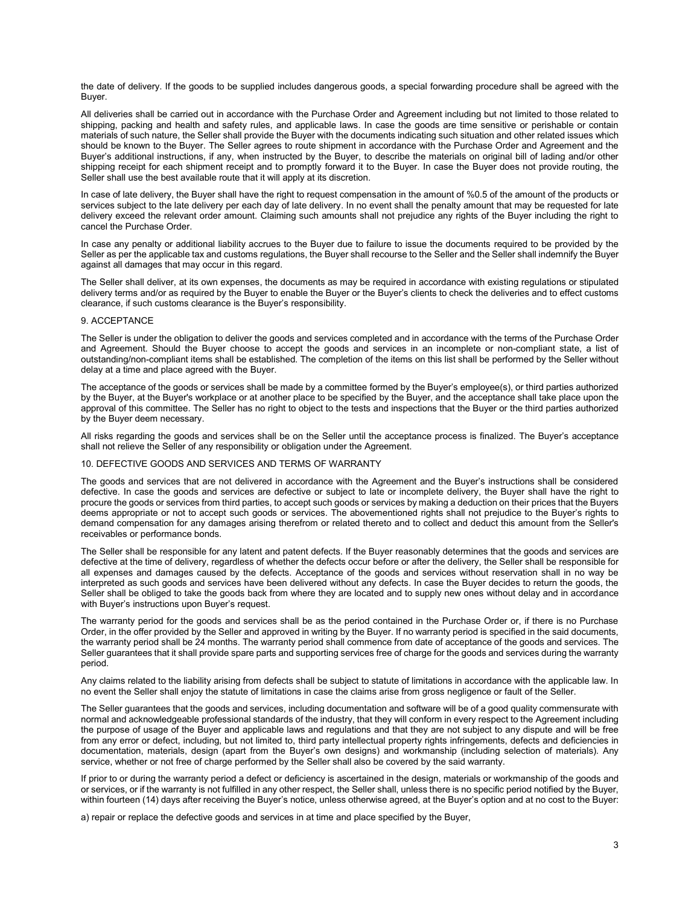the date of delivery. If the goods to be supplied includes dangerous goods, a special forwarding procedure shall be agreed with the Buyer.

All deliveries shall be carried out in accordance with the Purchase Order and Agreement including but not limited to those related to shipping, packing and health and safety rules, and applicable laws. In case the goods are time sensitive or perishable or contain materials of such nature, the Seller shall provide the Buyer with the documents indicating such situation and other related issues which should be known to the Buyer. The Seller agrees to route shipment in accordance with the Purchase Order and Agreement and the Buyer's additional instructions, if any, when instructed by the Buyer, to describe the materials on original bill of lading and/or other shipping receipt for each shipment receipt and to promptly forward it to the Buyer. In case the Buyer does not provide routing, the Seller shall use the best available route that it will apply at its discretion.

In case of late delivery, the Buyer shall have the right to request compensation in the amount of %0.5 of the amount of the products or services subject to the late delivery per each day of late delivery. In no event shall the penalty amount that may be requested for late delivery exceed the relevant order amount. Claiming such amounts shall not prejudice any rights of the Buyer including the right to cancel the Purchase Order.

In case any penalty or additional liability accrues to the Buyer due to failure to issue the documents required to be provided by the Seller as per the applicable tax and customs regulations, the Buyer shall recourse to the Seller and the Seller shall indemnify the Buyer against all damages that may occur in this regard.

The Seller shall deliver, at its own expenses, the documents as may be required in accordance with existing regulations or stipulated delivery terms and/or as required by the Buyer to enable the Buyer or the Buyer's clients to check the deliveries and to effect customs clearance, if such customs clearance is the Buyer's responsibility.

## 9. ACCEPTANCE

The Seller is under the obligation to deliver the goods and services completed and in accordance with the terms of the Purchase Order and Agreement. Should the Buyer choose to accept the goods and services in an incomplete or non-compliant state, a list of outstanding/non-compliant items shall be established. The completion of the items on this list shall be performed by the Seller without delay at a time and place agreed with the Buyer.

The acceptance of the goods or services shall be made by a committee formed by the Buyer's employee(s), or third parties authorized by the Buyer, at the Buyer's workplace or at another place to be specified by the Buyer, and the acceptance shall take place upon the approval of this committee. The Seller has no right to object to the tests and inspections that the Buyer or the third parties authorized by the Buyer deem necessary.

All risks regarding the goods and services shall be on the Seller until the acceptance process is finalized. The Buyer's acceptance shall not relieve the Seller of any responsibility or obligation under the Agreement.

## 10. DEFECTIVE GOODS AND SERVICES AND TERMS OF WARRANTY

The goods and services that are not delivered in accordance with the Agreement and the Buyer's instructions shall be considered defective. In case the goods and services are defective or subject to late or incomplete delivery, the Buyer shall have the right to procure the goods or services from third parties, to accept such goods or services by making a deduction on their prices that the Buyers deems appropriate or not to accept such goods or services. The abovementioned rights shall not prejudice to the Buyer's rights to demand compensation for any damages arising therefrom or related thereto and to collect and deduct this amount from the Seller's receivables or performance bonds.

The Seller shall be responsible for any latent and patent defects. If the Buyer reasonably determines that the goods and services are defective at the time of delivery, regardless of whether the defects occur before or after the delivery, the Seller shall be responsible for all expenses and damages caused by the defects. Acceptance of the goods and services without reservation shall in no way be interpreted as such goods and services have been delivered without any defects. In case the Buyer decides to return the goods, the Seller shall be obliged to take the goods back from where they are located and to supply new ones without delay and in accordance with Buyer's instructions upon Buyer's request.

The warranty period for the goods and services shall be as the period contained in the Purchase Order or, if there is no Purchase Order, in the offer provided by the Seller and approved in writing by the Buyer. If no warranty period is specified in the said documents, the warranty period shall be 24 months. The warranty period shall commence from date of acceptance of the goods and services. The Seller guarantees that it shall provide spare parts and supporting services free of charge for the goods and services during the warranty period.

Any claims related to the liability arising from defects shall be subject to statute of limitations in accordance with the applicable law. In no event the Seller shall enjoy the statute of limitations in case the claims arise from gross negligence or fault of the Seller.

The Seller guarantees that the goods and services, including documentation and software will be of a good quality commensurate with normal and acknowledgeable professional standards of the industry, that they will conform in every respect to the Agreement including the purpose of usage of the Buyer and applicable laws and regulations and that they are not subject to any dispute and will be free from any error or defect, including, but not limited to, third party intellectual property rights infringements, defects and deficiencies in documentation, materials, design (apart from the Buyer's own designs) and workmanship (including selection of materials). Any service, whether or not free of charge performed by the Seller shall also be covered by the said warranty.

If prior to or during the warranty period a defect or deficiency is ascertained in the design, materials or workmanship of the goods and or services, or if the warranty is not fulfilled in any other respect, the Seller shall, unless there is no specific period notified by the Buyer, within fourteen (14) days after receiving the Buyer's notice, unless otherwise agreed, at the Buyer's option and at no cost to the Buyer:

a) repair or replace the defective goods and services in at time and place specified by the Buyer,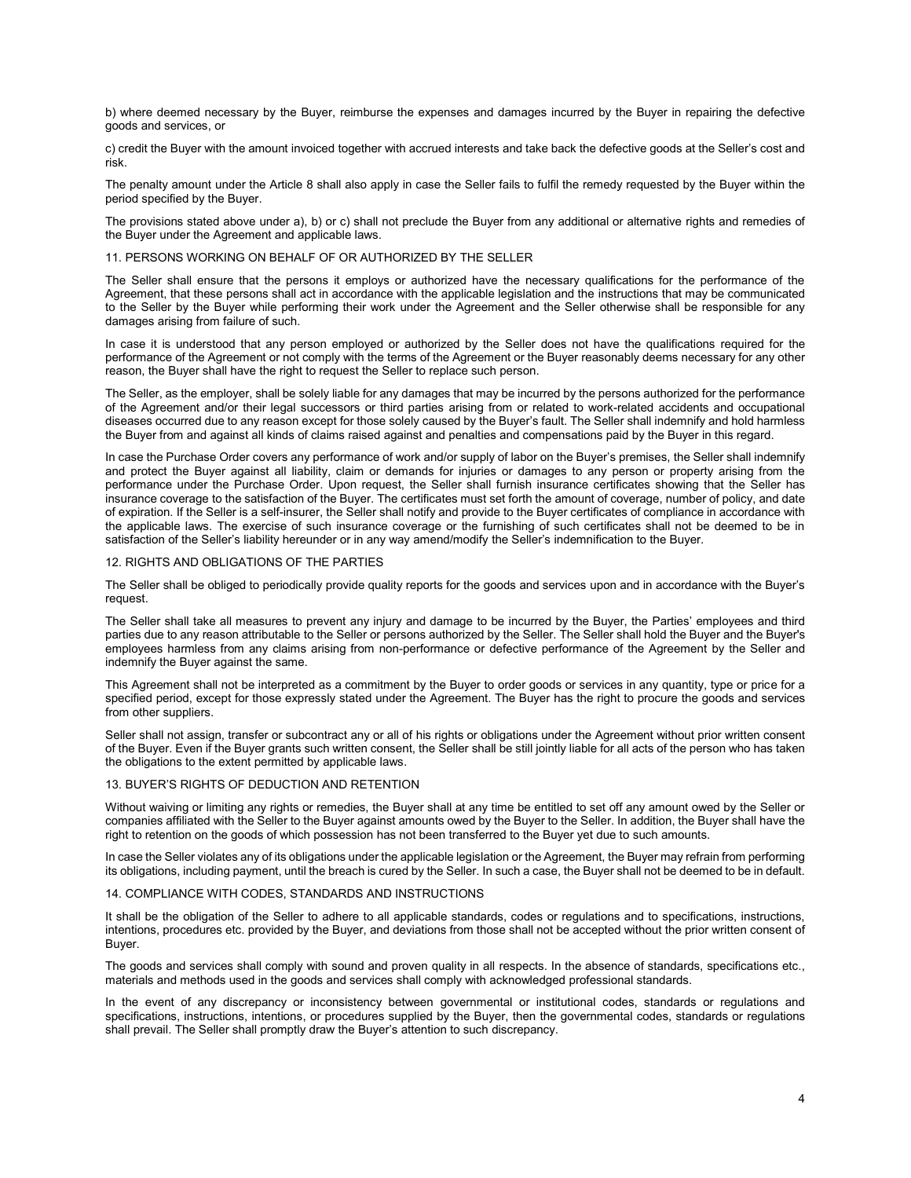b) where deemed necessary by the Buyer, reimburse the expenses and damages incurred by the Buyer in repairing the defective goods and services, or

c) credit the Buyer with the amount invoiced together with accrued interests and take back the defective goods at the Seller's cost and risk.

The penalty amount under the Article 8 shall also apply in case the Seller fails to fulfil the remedy requested by the Buyer within the period specified by the Buyer.

The provisions stated above under a), b) or c) shall not preclude the Buyer from any additional or alternative rights and remedies of the Buyer under the Agreement and applicable laws.

## 11. PERSONS WORKING ON BEHALF OF OR AUTHORIZED BY THE SELLER

The Seller shall ensure that the persons it employs or authorized have the necessary qualifications for the performance of the Agreement, that these persons shall act in accordance with the applicable legislation and the instructions that may be communicated to the Seller by the Buyer while performing their work under the Agreement and the Seller otherwise shall be responsible for any damages arising from failure of such.

In case it is understood that any person employed or authorized by the Seller does not have the qualifications required for the performance of the Agreement or not comply with the terms of the Agreement or the Buyer reasonably deems necessary for any other reason, the Buyer shall have the right to request the Seller to replace such person.

The Seller, as the employer, shall be solely liable for any damages that may be incurred by the persons authorized for the performance of the Agreement and/or their legal successors or third parties arising from or related to work-related accidents and occupational diseases occurred due to any reason except for those solely caused by the Buyer's fault. The Seller shall indemnify and hold harmless the Buyer from and against all kinds of claims raised against and penalties and compensations paid by the Buyer in this regard.

In case the Purchase Order covers any performance of work and/or supply of labor on the Buyer's premises, the Seller shall indemnify and protect the Buyer against all liability, claim or demands for injuries or damages to any person or property arising from the performance under the Purchase Order. Upon request, the Seller shall furnish insurance certificates showing that the Seller has insurance coverage to the satisfaction of the Buyer. The certificates must set forth the amount of coverage, number of policy, and date of expiration. If the Seller is a self-insurer, the Seller shall notify and provide to the Buyer certificates of compliance in accordance with the applicable laws. The exercise of such insurance coverage or the furnishing of such certificates shall not be deemed to be in satisfaction of the Seller's liability hereunder or in any way amend/modify the Seller's indemnification to the Buyer.

## 12. RIGHTS AND OBLIGATIONS OF THE PARTIES

The Seller shall be obliged to periodically provide quality reports for the goods and services upon and in accordance with the Buyer's request.

The Seller shall take all measures to prevent any injury and damage to be incurred by the Buyer, the Parties' employees and third parties due to any reason attributable to the Seller or persons authorized by the Seller. The Seller shall hold the Buyer and the Buyer's employees harmless from any claims arising from non-performance or defective performance of the Agreement by the Seller and indemnify the Buyer against the same.

This Agreement shall not be interpreted as a commitment by the Buyer to order goods or services in any quantity, type or price for a specified period, except for those expressly stated under the Agreement. The Buyer has the right to procure the goods and services from other suppliers.

Seller shall not assign, transfer or subcontract any or all of his rights or obligations under the Agreement without prior written consent of the Buyer. Even if the Buyer grants such written consent, the Seller shall be still jointly liable for all acts of the person who has taken the obligations to the extent permitted by applicable laws.

## 13. BUYER'S RIGHTS OF DEDUCTION AND RETENTION

Without waiving or limiting any rights or remedies, the Buyer shall at any time be entitled to set off any amount owed by the Seller or companies affiliated with the Seller to the Buyer against amounts owed by the Buyer to the Seller. In addition, the Buyer shall have the right to retention on the goods of which possession has not been transferred to the Buyer yet due to such amounts.

In case the Seller violates any of its obligations under the applicable legislation or the Agreement, the Buyer may refrain from performing its obligations, including payment, until the breach is cured by the Seller. In such a case, the Buyer shall not be deemed to be in default.

## 14. COMPLIANCE WITH CODES, STANDARDS AND INSTRUCTIONS

It shall be the obligation of the Seller to adhere to all applicable standards, codes or regulations and to specifications, instructions, intentions, procedures etc. provided by the Buyer, and deviations from those shall not be accepted without the prior written consent of Buyer.

The goods and services shall comply with sound and proven quality in all respects. In the absence of standards, specifications etc., materials and methods used in the goods and services shall comply with acknowledged professional standards.

In the event of any discrepancy or inconsistency between governmental or institutional codes, standards or regulations and specifications, instructions, intentions, or procedures supplied by the Buyer, then the governmental codes, standards or regulations shall prevail. The Seller shall promptly draw the Buyer's attention to such discrepancy.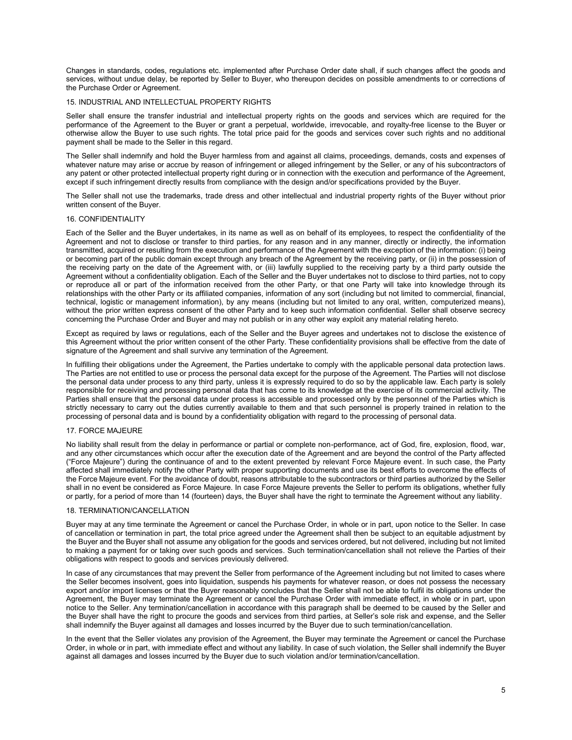Changes in standards, codes, regulations etc. implemented after Purchase Order date shall, if such changes affect the goods and services, without undue delay, be reported by Seller to Buyer, who thereupon decides on possible amendments to or corrections of the Purchase Order or Agreement.

## 15. INDUSTRIAL AND INTELLECTUAL PROPERTY RIGHTS

Seller shall ensure the transfer industrial and intellectual property rights on the goods and services which are required for the performance of the Agreement to the Buyer or grant a perpetual, worldwide, irrevocable, and royalty-free license to the Buyer or otherwise allow the Buyer to use such rights. The total price paid for the goods and services cover such rights and no additional payment shall be made to the Seller in this regard.

The Seller shall indemnify and hold the Buyer harmless from and against all claims, proceedings, demands, costs and expenses of whatever nature may arise or accrue by reason of infringement or alleged infringement by the Seller, or any of his subcontractors of any patent or other protected intellectual property right during or in connection with the execution and performance of the Agreement, except if such infringement directly results from compliance with the design and/or specifications provided by the Buyer.

The Seller shall not use the trademarks, trade dress and other intellectual and industrial property rights of the Buyer without prior written consent of the Buyer.

## 16. CONFIDENTIALITY

Each of the Seller and the Buyer undertakes, in its name as well as on behalf of its employees, to respect the confidentiality of the Agreement and not to disclose or transfer to third parties, for any reason and in any manner, directly or indirectly, the information transmitted, acquired or resulting from the execution and performance of the Agreement with the exception of the information: (i) being or becoming part of the public domain except through any breach of the Agreement by the receiving party, or (ii) in the possession of the receiving party on the date of the Agreement with, or (iii) lawfully supplied to the receiving party by a third party outside the Agreement without a confidentiality obligation. Each of the Seller and the Buyer undertakes not to disclose to third parties, not to copy or reproduce all or part of the information received from the other Party, or that one Party will take into knowledge through its relationships with the other Party or its affiliated companies, information of any sort (including but not limited to commercial, financial, technical, logistic or management information), by any means (including but not limited to any oral, written, computerized means), without the prior written express consent of the other Party and to keep such information confidential. Seller shall observe secrecy concerning the Purchase Order and Buyer and may not publish or in any other way exploit any material relating hereto.

Except as required by laws or regulations, each of the Seller and the Buyer agrees and undertakes not to disclose the existence of this Agreement without the prior written consent of the other Party. These confidentiality provisions shall be effective from the date of signature of the Agreement and shall survive any termination of the Agreement.

In fulfilling their obligations under the Agreement, the Parties undertake to comply with the applicable personal data protection laws. The Parties are not entitled to use or process the personal data except for the purpose of the Agreement. The Parties will not disclose the personal data under process to any third party, unless it is expressly required to do so by the applicable law. Each party is solely responsible for receiving and processing personal data that has come to its knowledge at the exercise of its commercial activity. The Parties shall ensure that the personal data under process is accessible and processed only by the personnel of the Parties which is strictly necessary to carry out the duties currently available to them and that such personnel is properly trained in relation to the processing of personal data and is bound by a confidentiality obligation with regard to the processing of personal data.

## 17. FORCE MAJEURE

No liability shall result from the delay in performance or partial or complete non-performance, act of God, fire, explosion, flood, war, and any other circumstances which occur after the execution date of the Agreement and are beyond the control of the Party affected ("Force Majeure") during the continuance of and to the extent prevented by relevant Force Majeure event. In such case, the Party affected shall immediately notify the other Party with proper supporting documents and use its best efforts to overcome the effects of the Force Majeure event. For the avoidance of doubt, reasons attributable to the subcontractors or third parties authorized by the Seller shall in no event be considered as Force Majeure. In case Force Majeure prevents the Seller to perform its obligations, whether fully or partly, for a period of more than 14 (fourteen) days, the Buyer shall have the right to terminate the Agreement without any liability.

## 18. TERMINATION/CANCELLATION

Buyer may at any time terminate the Agreement or cancel the Purchase Order, in whole or in part, upon notice to the Seller. In case of cancellation or termination in part, the total price agreed under the Agreement shall then be subject to an equitable adjustment by the Buyer and the Buyer shall not assume any obligation for the goods and services ordered, but not delivered, including but not limited to making a payment for or taking over such goods and services. Such termination/cancellation shall not relieve the Parties of their obligations with respect to goods and services previously delivered.

In case of any circumstances that may prevent the Seller from performance of the Agreement including but not limited to cases where the Seller becomes insolvent, goes into liquidation, suspends his payments for whatever reason, or does not possess the necessary export and/or import licenses or that the Buyer reasonably concludes that the Seller shall not be able to fulfil its obligations under the Agreement, the Buyer may terminate the Agreement or cancel the Purchase Order with immediate effect, in whole or in part, upon notice to the Seller. Any termination/cancellation in accordance with this paragraph shall be deemed to be caused by the Seller and the Buyer shall have the right to procure the goods and services from third parties, at Seller's sole risk and expense, and the Seller shall indemnify the Buyer against all damages and losses incurred by the Buyer due to such termination/cancellation.

In the event that the Seller violates any provision of the Agreement, the Buyer may terminate the Agreement or cancel the Purchase Order, in whole or in part, with immediate effect and without any liability. In case of such violation, the Seller shall indemnify the Buyer against all damages and losses incurred by the Buyer due to such violation and/or termination/cancellation.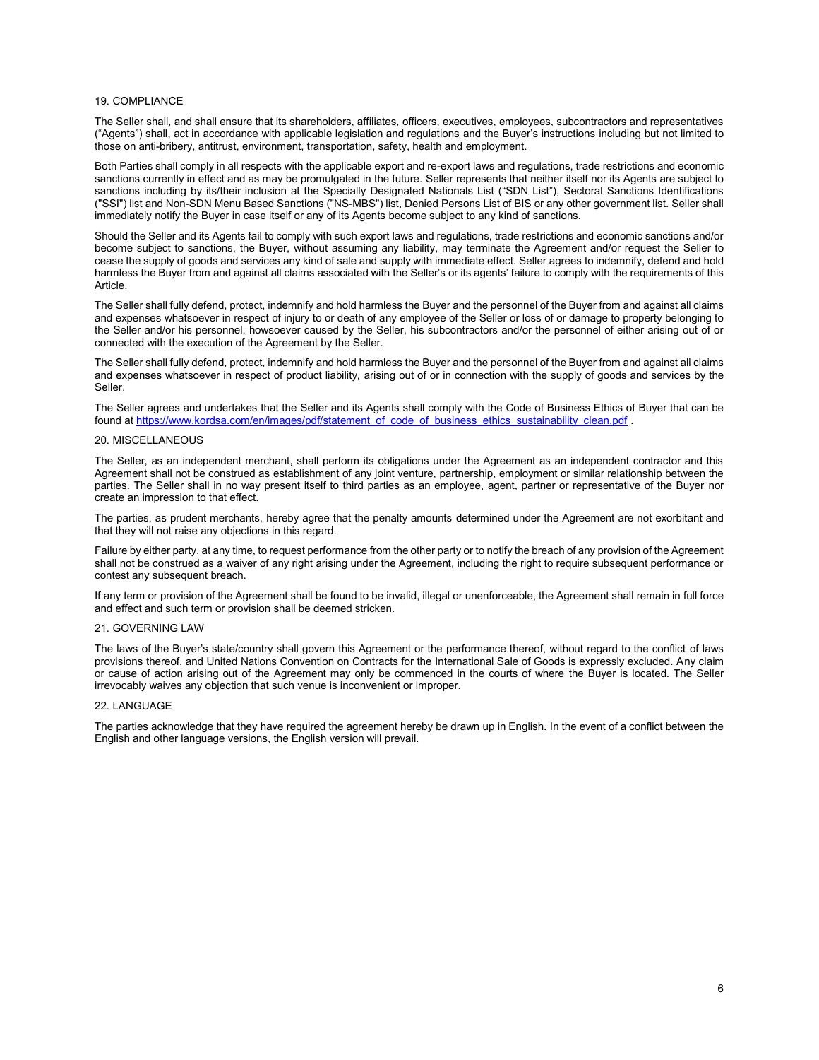## 19. COMPLIANCE

The Seller shall, and shall ensure that its shareholders, affiliates, officers, executives, employees, subcontractors and representatives ("Agents") shall, act in accordance with applicable legislation and regulations and the Buyer's instructions including but not limited to those on anti-bribery, antitrust, environment, transportation, safety, health and employment.

Both Parties shall comply in all respects with the applicable export and re-export laws and regulations, trade restrictions and economic sanctions currently in effect and as may be promulgated in the future. Seller represents that neither itself nor its Agents are subject to sanctions including by its/their inclusion at the Specially Designated Nationals List ("SDN List"), Sectoral Sanctions Identifications ("SSI") list and Non-SDN Menu Based Sanctions ("NS-MBS") list, Denied Persons List of BIS or any other government list. Seller shall immediately notify the Buyer in case itself or any of its Agents become subject to any kind of sanctions.

Should the Seller and its Agents fail to comply with such export laws and regulations, trade restrictions and economic sanctions and/or become subject to sanctions, the Buyer, without assuming any liability, may terminate the Agreement and/or request the Seller to cease the supply of goods and services any kind of sale and supply with immediate effect. Seller agrees to indemnify, defend and hold harmless the Buyer from and against all claims associated with the Seller's or its agents' failure to comply with the requirements of this Article.

The Seller shall fully defend, protect, indemnify and hold harmless the Buyer and the personnel of the Buyer from and against all claims and expenses whatsoever in respect of injury to or death of any employee of the Seller or loss of or damage to property belonging to the Seller and/or his personnel, howsoever caused by the Seller, his subcontractors and/or the personnel of either arising out of or connected with the execution of the Agreement by the Seller.

The Seller shall fully defend, protect, indemnify and hold harmless the Buyer and the personnel of the Buyer from and against all claims and expenses whatsoever in respect of product liability, arising out of or in connection with the supply of goods and services by the Seller.

The Seller agrees and undertakes that the Seller and its Agents shall comply with the Code of Business Ethics of Buyer that can be found at https://www.kordsa.com/en/images/pdf/statement_of_code_of_business_ethics_sustainability_clean.pdf .

## 20. MISCELLANEOUS

The Seller, as an independent merchant, shall perform its obligations under the Agreement as an independent contractor and this Agreement shall not be construed as establishment of any joint venture, partnership, employment or similar relationship between the parties. The Seller shall in no way present itself to third parties as an employee, agent, partner or representative of the Buyer nor create an impression to that effect.

The parties, as prudent merchants, hereby agree that the penalty amounts determined under the Agreement are not exorbitant and that they will not raise any objections in this regard.

Failure by either party, at any time, to request performance from the other party or to notify the breach of any provision of the Agreement shall not be construed as a waiver of any right arising under the Agreement, including the right to require subsequent performance or contest any subsequent breach.

If any term or provision of the Agreement shall be found to be invalid, illegal or unenforceable, the Agreement shall remain in full force and effect and such term or provision shall be deemed stricken.

## 21. GOVERNING LAW

The laws of the Buyer's state/country shall govern this Agreement or the performance thereof, without regard to the conflict of laws provisions thereof, and United Nations Convention on Contracts for the International Sale of Goods is expressly excluded. Any claim or cause of action arising out of the Agreement may only be commenced in the courts of where the Buyer is located. The Seller irrevocably waives any objection that such venue is inconvenient or improper.

## 22. LANGUAGE

The parties acknowledge that they have required the agreement hereby be drawn up in English. In the event of a conflict between the English and other language versions, the English version will prevail.